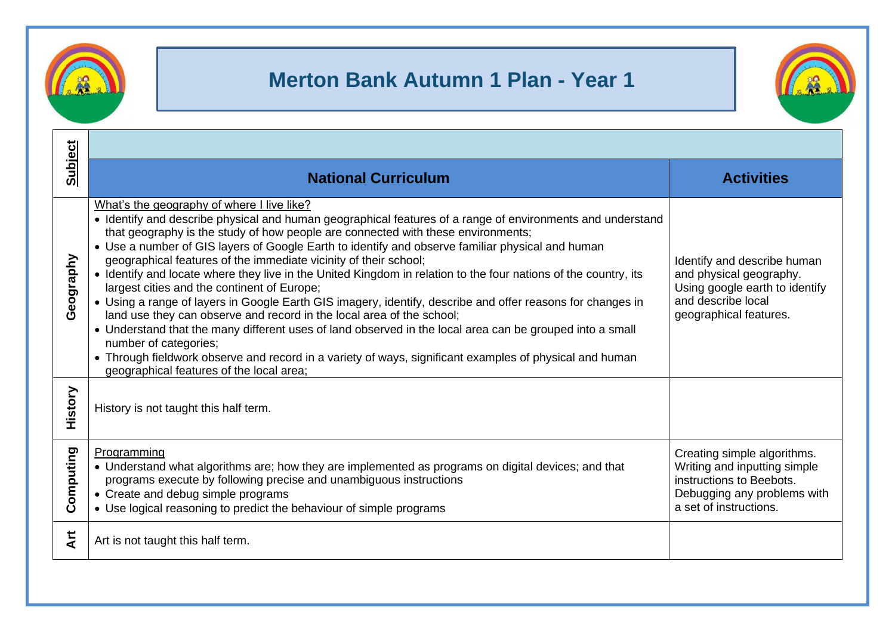# Merton Bank Autumn 1 Plan - Year 1

| Subject | National Curriculum | Activities |
|---|---|---|
| Geography | What's the geography of where I live like?<br>• Identify and describe physical and human geographical features of a range of environments and understand that geography is the study of how people are connected with these environments;<br>• Use a number of GIS layers of Google Earth to identify and observe familiar physical and human geographical features of the immediate vicinity of their school;<br>• Identify and locate where they live in the United Kingdom in relation to the four nations of the country, its largest cities and the continent of Europe;<br>• Using a range of layers in Google Earth GIS imagery, identify, describe and offer reasons for changes in land use they can observe and record in the local area of the school;<br>• Understand that the many different uses of land observed in the local area can be grouped into a small number of categories;<br>• Through fieldwork observe and record in a variety of ways, significant examples of physical and human geographical features of the local area; | Identify and describe human and physical geography. Using google earth to identify and describe local geographical features. |
| History | History is not taught this half term. | |
| Computing | Programming<br>• Understand what algorithms are; how they are implemented as programs on digital devices; and that programs execute by following precise and unambiguous instructions<br>• Create and debug simple programs<br>• Use logical reasoning to predict the behaviour of simple programs | Creating simple algorithms. Writing and inputting simple instructions to Beebots. Debugging any problems with a set of instructions. |
| Art | Art is not taught this half term. | |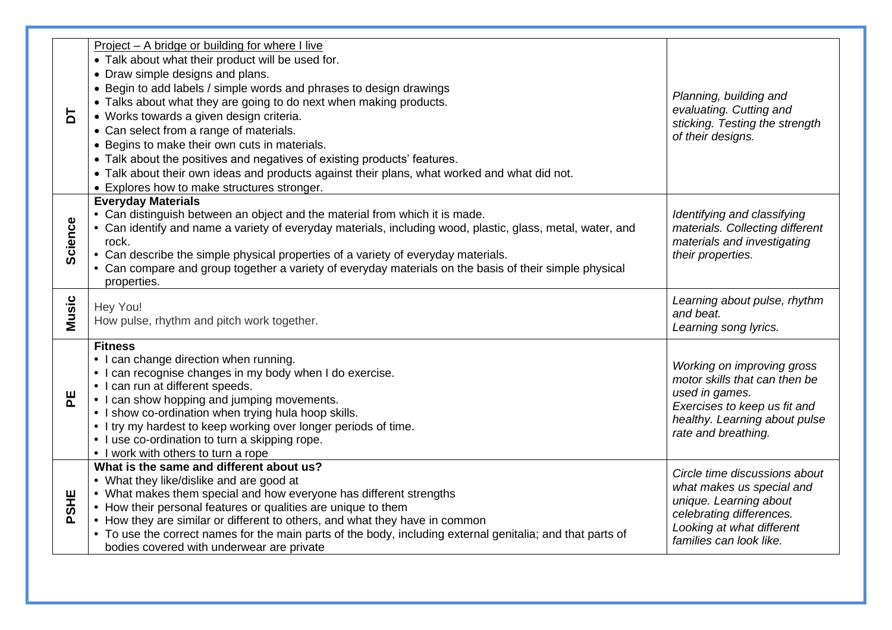| | | |
|---|---|---|
| **DT** | Project – A bridge or building for where I live<br>• Talk about what their product will be used for.<br>• Draw simple designs and plans.<br>• Begin to add labels / simple words and phrases to design drawings<br>• Talks about what they are going to do next when making products.<br>• Works towards a given design criteria.<br>• Can select from a range of materials.<br>• Begins to make their own cuts in materials.<br>• Talk about the positives and negatives of existing products' features.<br>• Talk about their own ideas and products against their plans, what worked and what did not.<br>• Explores how to make structures stronger. | *Planning, building and evaluating. Cutting and sticking. Testing the strength of their designs.* |
| **Science** | **Everyday Materials**<br>• Can distinguish between an object and the material from which it is made.<br>• Can identify and name a variety of everyday materials, including wood, plastic, glass, metal, water, and rock.<br>• Can describe the simple physical properties of a variety of everyday materials.<br>• Can compare and group together a variety of everyday materials on the basis of their simple physical properties. | *Identifying and classifying materials. Collecting different materials and investigating their properties.* |
| **Music** | Hey You!<br>How pulse, rhythm and pitch work together. | *Learning about pulse, rhythm and beat.*<br>*Learning song lyrics.* |
| **PE** | **Fitness**<br>• I can change direction when running.<br>• I can recognise changes in my body when I do exercise.<br>• I can run at different speeds.<br>• I can show hopping and jumping movements.<br>• I show co-ordination when trying hula hoop skills.<br>• I try my hardest to keep working over longer periods of time.<br>• I use co-ordination to turn a skipping rope.<br>• I work with others to turn a rope | *Working on improving gross motor skills that can then be used in games.*<br>*Exercises to keep us fit and healthy. Learning about pulse rate and breathing.* |
| **PSHE** | **What is the same and different about us?**<br>• What they like/dislike and are good at<br>• What makes them special and how everyone has different strengths<br>• How their personal features or qualities are unique to them<br>• How they are similar or different to others, and what they have in common<br>• To use the correct names for the main parts of the body, including external genitalia; and that parts of bodies covered with underwear are private | *Circle time discussions about what makes us special and unique. Learning about celebrating differences. Looking at what different families can look like.* |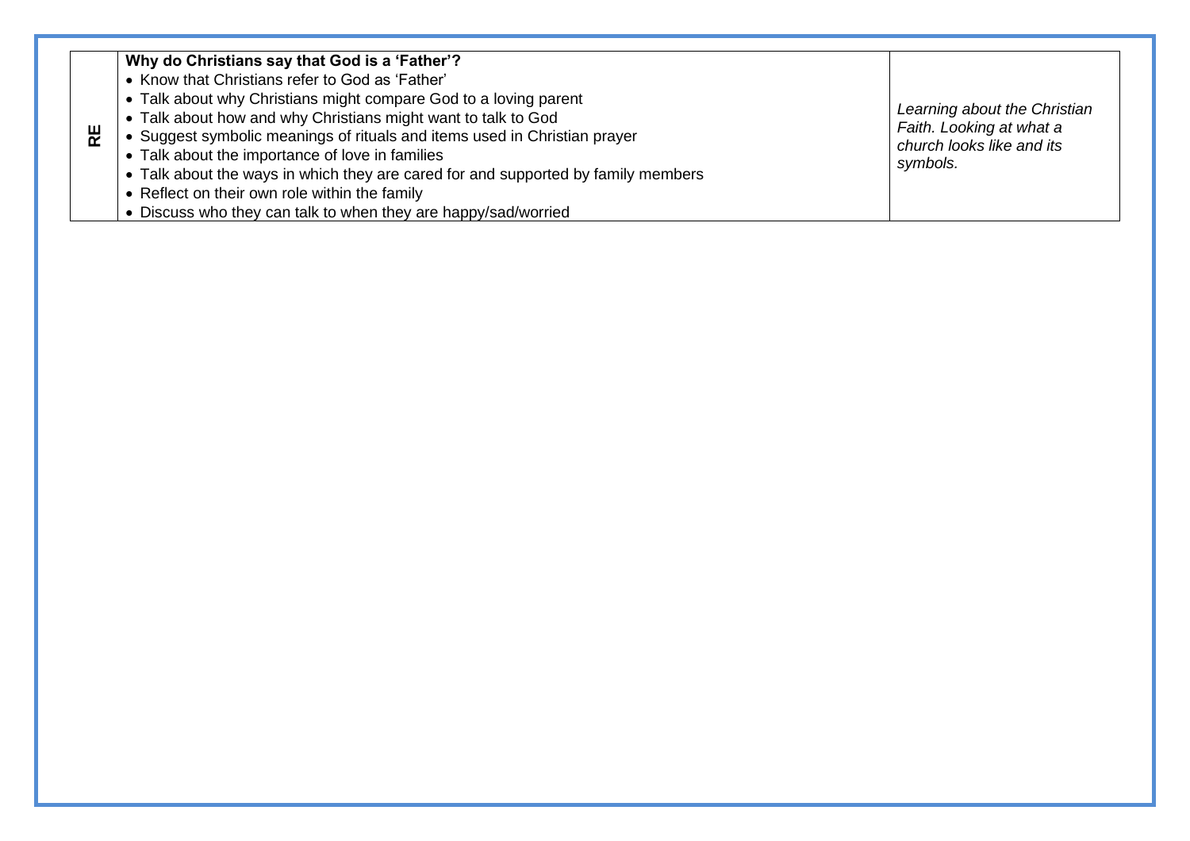| | | |
|---|---|---|
| **RE** | **Why do Christians say that God is a 'Father'?**<br>• Know that Christians refer to God as 'Father'<br>• Talk about why Christians might compare God to a loving parent<br>• Talk about how and why Christians might want to talk to God<br>• Suggest symbolic meanings of rituals and items used in Christian prayer<br>• Talk about the importance of love in families<br>• Talk about the ways in which they are cared for and supported by family members<br>• Reflect on their own role within the family<br>• Discuss who they can talk to when they are happy/sad/worried | *Learning about the Christian Faith. Looking at what a church looks like and its symbols.* |